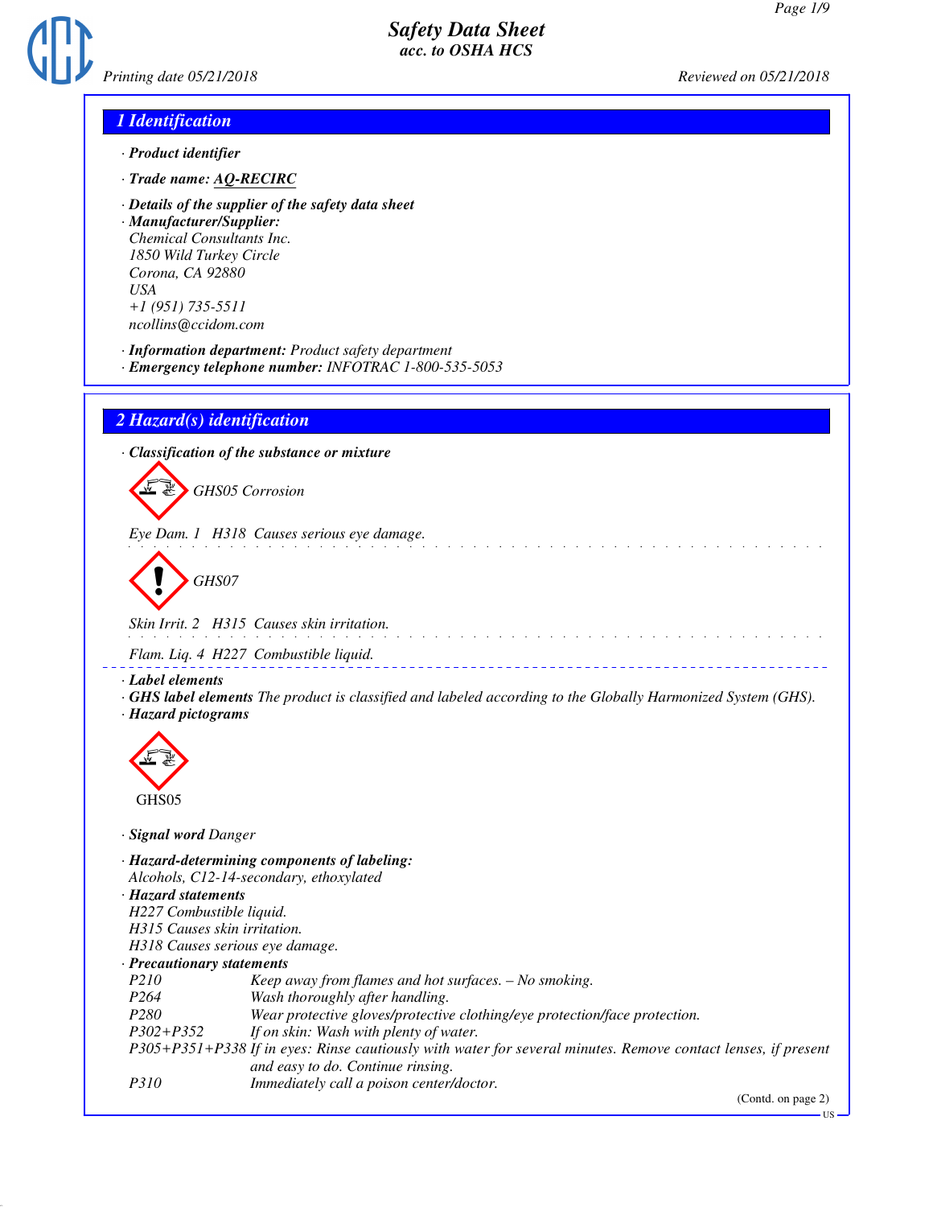# Safety Data Sheet
## acc. to OSHA HCS

Printing date 05/21/2018 Reviewed on 05/21/2018

## 1 Identification

· **Product identifier**

· **Trade name: AQ-RECIRC**

· **Details of the supplier of the safety data sheet**

· **Manufacturer/Supplier:**
Chemical Consultants Inc.
1850 Wild Turkey Circle
Corona, CA 92880
USA
+1 (951) 735-5511
ncollins@ccidom.com

· **Information department:** Product safety department
· **Emergency telephone number:** INFOTRAC 1-800-535-5053

## 2 Hazard(s) identification

· **Classification of the substance or mixture**

GHS05 Corrosion

Eye Dam. 1 H318 Causes serious eye damage.

GHS07

Skin Irrit. 2 H315 Causes skin irritation.

Flam. Liq. 4 H227 Combustible liquid.

· **Label elements**
· **GHS label elements** The product is classified and labeled according to the Globally Harmonized System (GHS).
· **Hazard pictograms**

GHS05

· **Signal word** Danger

· **Hazard-determining components of labeling:**
Alcohols, C12-14-secondary, ethoxylated
· **Hazard statements**
H227 Combustible liquid.
H315 Causes skin irritation.
H318 Causes serious eye damage.
· **Precautionary statements**

| | |
|---|---|
| P210 | Keep away from flames and hot surfaces. – No smoking. |
| P264 | Wash thoroughly after handling. |
| P280 | Wear protective gloves/protective clothing/eye protection/face protection. |
| P302+P352 | If on skin: Wash with plenty of water. |
| P305+P351+P338 | If in eyes: Rinse cautiously with water for several minutes. Remove contact lenses, if present and easy to do. Continue rinsing. |
| P310 | Immediately call a poison center/doctor. |

(Contd. on page 2)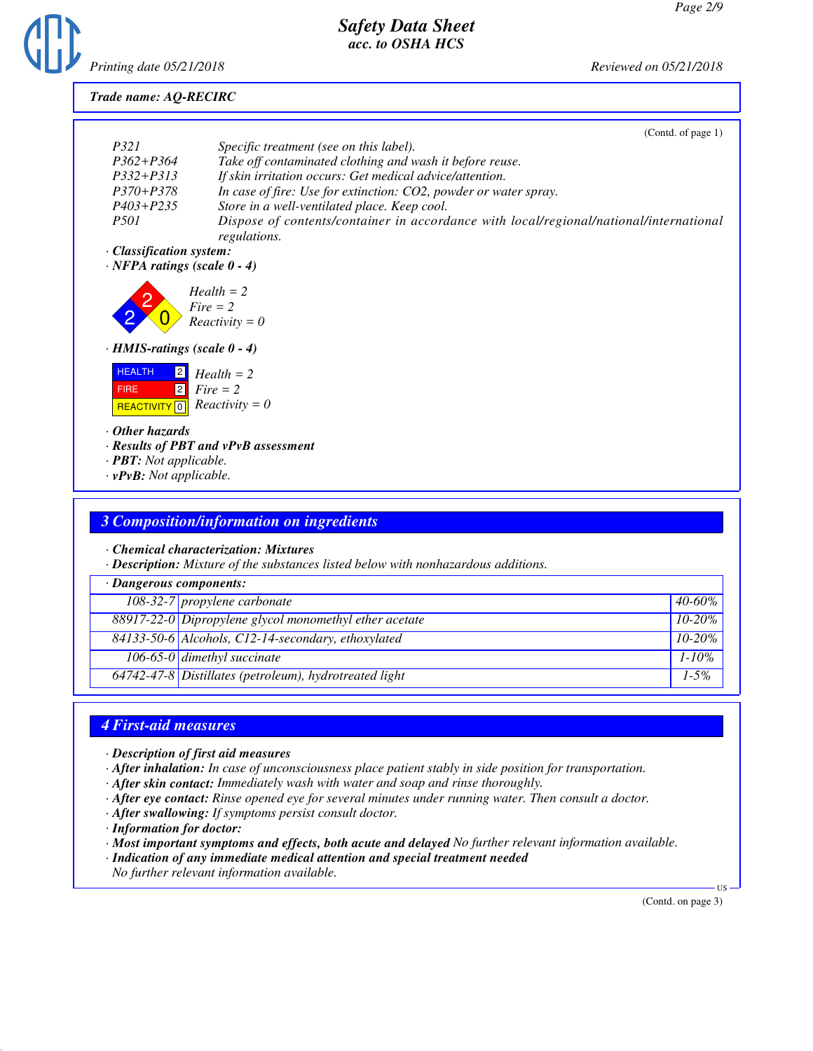Trade name: AQ-RECIRC

(Contd. of page 1)

| | |
|---|---|
| P321 | Specific treatment (see on this label). |
| P362+P364 | Take off contaminated clothing and wash it before reuse. |
| P332+P313 | If skin irritation occurs: Get medical advice/attention. |
| P370+P378 | In case of fire: Use for extinction: $CO_2$, powder or water spray. |
| P403+P235 | Store in a well-ventilated place. Keep cool. |
| P501 | Dispose of contents/container in accordance with local/regional/national/international regulations. |

· **Classification system:**

· **NFPA ratings (scale 0 - 4)**

Health = 2
Fire = 2
Reactivity = 0

· **HMIS-ratings (scale 0 - 4)**

| | |
|---|---|
| HEALTH 2 | Health = 2 |
| FIRE 2 | Fire = 2 |
| REACTIVITY 0 | Reactivity = 0 |

· **Other hazards**

· **Results of PBT and vPvB assessment**

· **PBT:** Not applicable.

· **vPvB:** Not applicable.

## 3 Composition/information on ingredients

· **Chemical characterization: Mixtures**

· **Description:** Mixture of the substances listed below with nonhazardous additions.

· **Dangerous components:**

| CAS | Component | % |
|---|---|---|
| 108-32-7 | propylene carbonate | 40-60% |
| 88917-22-0 | Dipropylene glycol monomethyl ether acetate | 10-20% |
| 84133-50-6 | Alcohols, C12-14-secondary, ethoxylated | 10-20% |
| 106-65-0 | dimethyl succinate | 1-10% |
| 64742-47-8 | Distillates (petroleum), hydrotreated light | 1-5% |

## 4 First-aid measures

· **Description of first aid measures**

· **After inhalation:** In case of unconsciousness place patient stably in side position for transportation.

· **After skin contact:** Immediately wash with water and soap and rinse thoroughly.

· **After eye contact:** Rinse opened eye for several minutes under running water. Then consult a doctor.

· **After swallowing:** If symptoms persist consult doctor.

· **Information for doctor:**

· **Most important symptoms and effects, both acute and delayed** No further relevant information available.

· **Indication of any immediate medical attention and special treatment needed**

No further relevant information available.

(Contd. on page 3)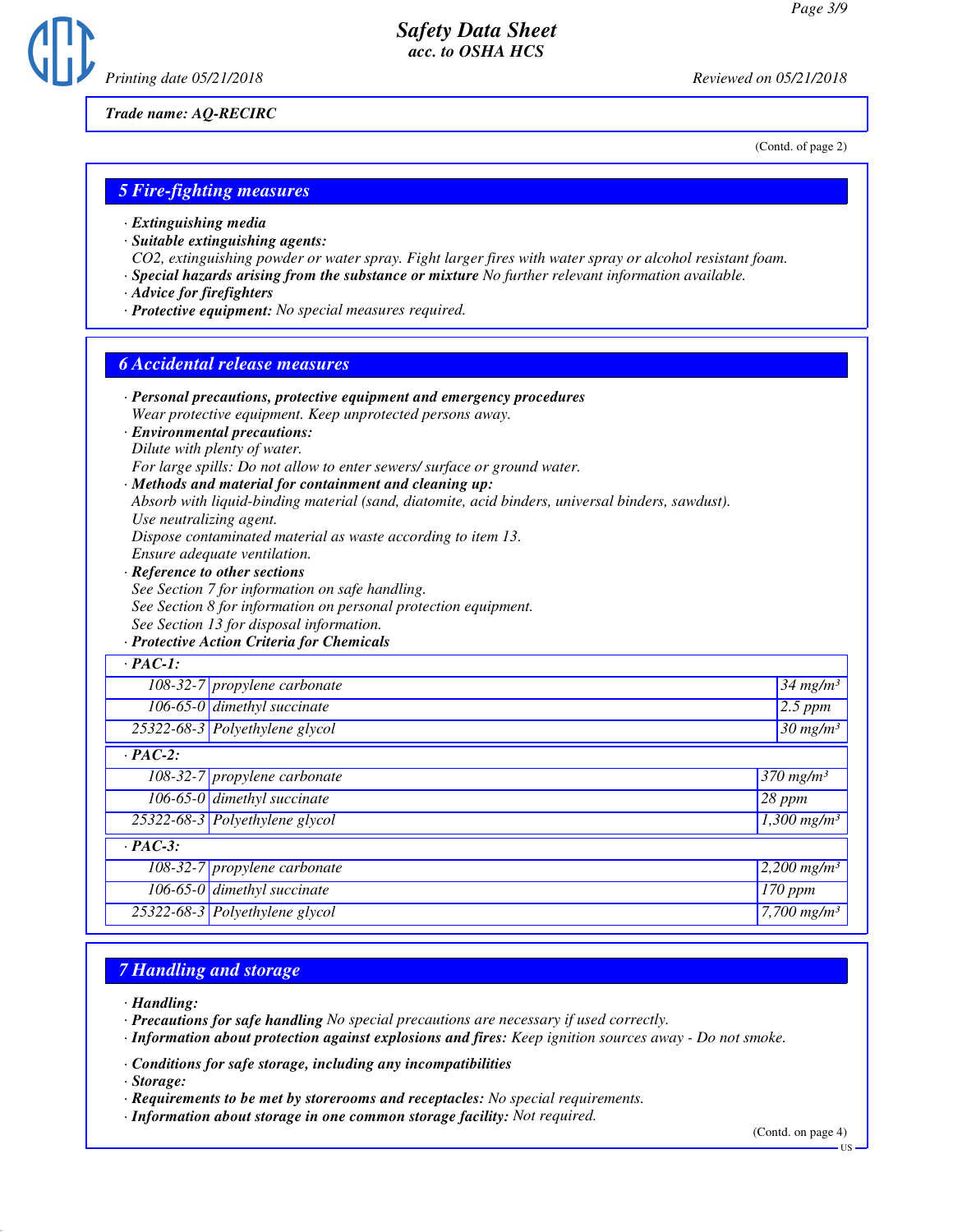*Trade name: AQ-RECIRC*

(Contd. of page 2)

## 5 Fire-fighting measures

- **Extinguishing media**
- **Suitable extinguishing agents:**
  CO2, extinguishing powder or water spray. Fight larger fires with water spray or alcohol resistant foam.
- **Special hazards arising from the substance or mixture** No further relevant information available.
- **Advice for firefighters**
- **Protective equipment:** No special measures required.

## 6 Accidental release measures

- **Personal precautions, protective equipment and emergency procedures**
  Wear protective equipment. Keep unprotected persons away.
- **Environmental precautions:**
  Dilute with plenty of water.
  For large spills: Do not allow to enter sewers/ surface or ground water.
- **Methods and material for containment and cleaning up:**
  Absorb with liquid-binding material (sand, diatomite, acid binders, universal binders, sawdust).
  Use neutralizing agent.
  Dispose contaminated material as waste according to item 13.
  Ensure adequate ventilation.
- **Reference to other sections**
  See Section 7 for information on safe handling.
  See Section 8 for information on personal protection equipment.
  See Section 13 for disposal information.
- **Protective Action Criteria for Chemicals**

| · PAC-1: | | |
|---|---|---|
| 108-32-7 | propylene carbonate | 34 mg/m³ |
| 106-65-0 | dimethyl succinate | 2.5 ppm |
| 25322-68-3 | Polyethylene glycol | 30 mg/m³ |
| **· PAC-2:** | | |
| 108-32-7 | propylene carbonate | 370 mg/m³ |
| 106-65-0 | dimethyl succinate | 28 ppm |
| 25322-68-3 | Polyethylene glycol | 1,300 mg/m³ |
| **· PAC-3:** | | |
| 108-32-7 | propylene carbonate | 2,200 mg/m³ |
| 106-65-0 | dimethyl succinate | 170 ppm |
| 25322-68-3 | Polyethylene glycol | 7,700 mg/m³ |

## 7 Handling and storage

- **Handling:**
- **Precautions for safe handling** No special precautions are necessary if used correctly.
- **Information about protection against explosions and fires:** Keep ignition sources away - Do not smoke.

- **Conditions for safe storage, including any incompatibilities**
- **Storage:**
- **Requirements to be met by storerooms and receptacles:** No special requirements.
- **Information about storage in one common storage facility:** Not required.

(Contd. on page 4)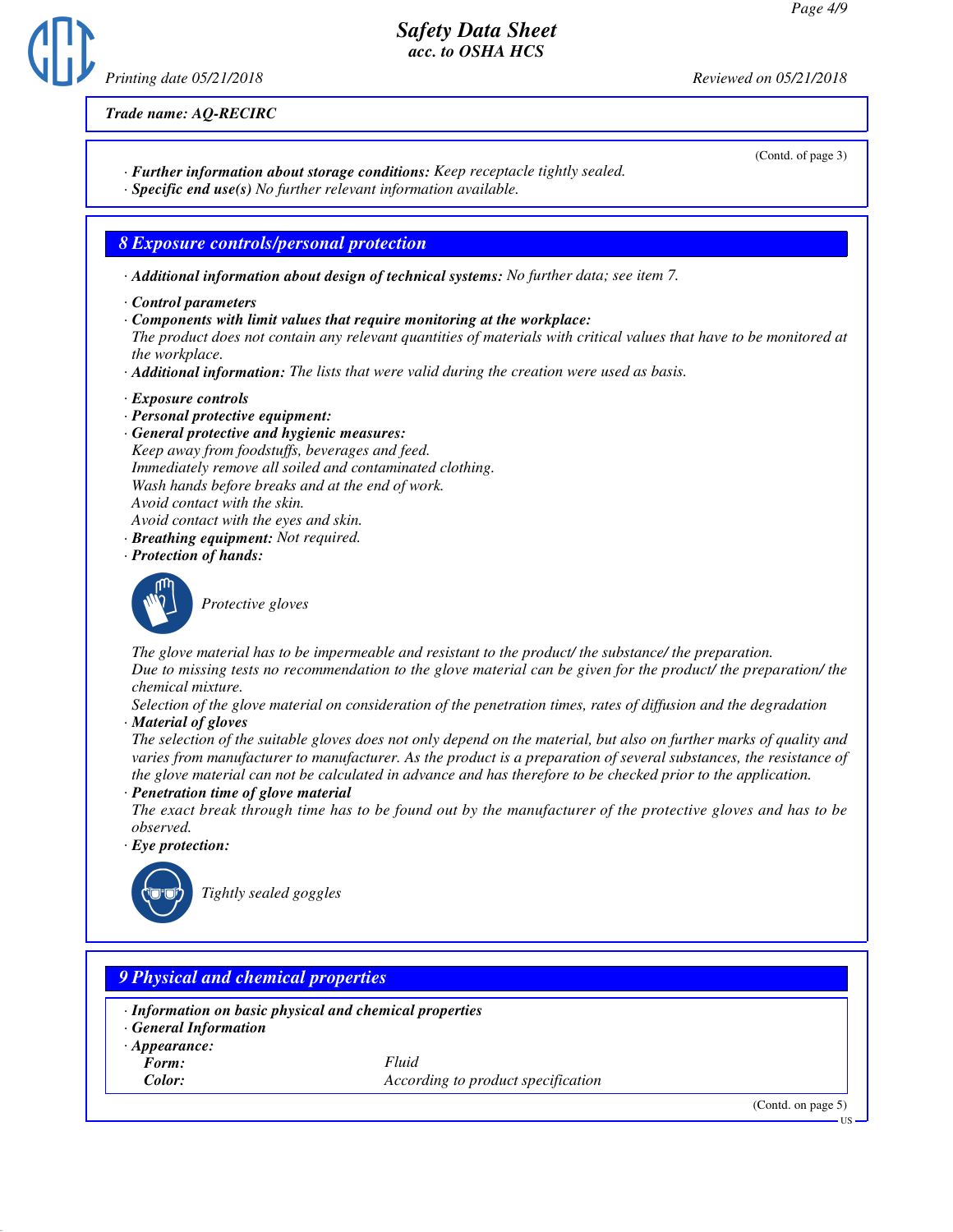Trade name: AQ-RECIRC

(Contd. of page 3)

· **Further information about storage conditions:** Keep receptacle tightly sealed.
· **Specific end use(s)** No further relevant information available.

## 8 Exposure controls/personal protection

· **Additional information about design of technical systems:** No further data; see item 7.

· **Control parameters**
· **Components with limit values that require monitoring at the workplace:**
The product does not contain any relevant quantities of materials with critical values that have to be monitored at the workplace.
· **Additional information:** The lists that were valid during the creation were used as basis.

· **Exposure controls**
· **Personal protective equipment:**
· **General protective and hygienic measures:**
Keep away from foodstuffs, beverages and feed.
Immediately remove all soiled and contaminated clothing.
Wash hands before breaks and at the end of work.
Avoid contact with the skin.
Avoid contact with the eyes and skin.
· **Breathing equipment:** Not required.
· **Protection of hands:**

Protective gloves

The glove material has to be impermeable and resistant to the product/ the substance/ the preparation.
Due to missing tests no recommendation to the glove material can be given for the product/ the preparation/ the chemical mixture.
Selection of the glove material on consideration of the penetration times, rates of diffusion and the degradation
· **Material of gloves**
The selection of the suitable gloves does not only depend on the material, but also on further marks of quality and varies from manufacturer to manufacturer. As the product is a preparation of several substances, the resistance of the glove material can not be calculated in advance and has therefore to be checked prior to the application.
· **Penetration time of glove material**
The exact break through time has to be found out by the manufacturer of the protective gloves and has to be observed.
· **Eye protection:**

Tightly sealed goggles

## 9 Physical and chemical properties

· **Information on basic physical and chemical properties**
· **General Information**
· **Appearance:**

| | |
|---|---|
| **Form:** | Fluid |
| **Color:** | According to product specification |

(Contd. on page 5)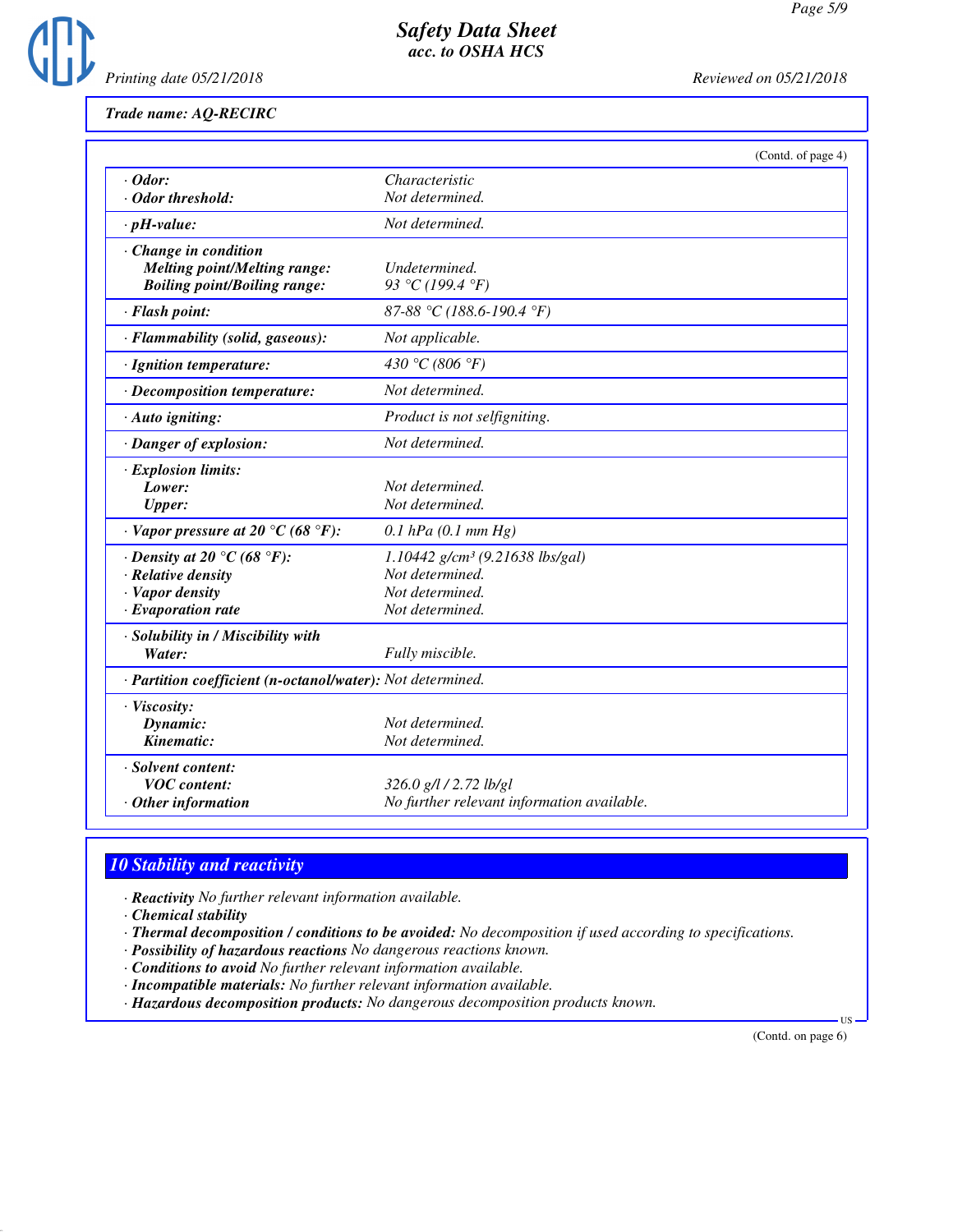Trade name: AQ-RECIRC

(Contd. of page 4)

| Property | Value |
|---|---|
| · Odor: | Characteristic |
| · Odor threshold: | Not determined. |
| · pH-value: | Not determined. |
| · Change in condition | |
| Melting point/Melting range: | Undetermined. |
| Boiling point/Boiling range: | 93 °C (199.4 °F) |
| · Flash point: | 87-88 °C (188.6-190.4 °F) |
| · Flammability (solid, gaseous): | Not applicable. |
| · Ignition temperature: | 430 °C (806 °F) |
| · Decomposition temperature: | Not determined. |
| · Auto igniting: | Product is not selfigniting. |
| · Danger of explosion: | Not determined. |
| · Explosion limits: | |
| Lower: | Not determined. |
| Upper: | Not determined. |
| · Vapor pressure at 20 °C (68 °F): | 0.1 hPa (0.1 mm Hg) |
| · Density at 20 °C (68 °F): | 1.10442 g/cm³ (9.21638 lbs/gal) |
| · Relative density | Not determined. |
| · Vapor density | Not determined. |
| · Evaporation rate | Not determined. |
| · Solubility in / Miscibility with | |
| Water: | Fully miscible. |
| · Partition coefficient (n-octanol/water): | Not determined. |
| · Viscosity: | |
| Dynamic: | Not determined. |
| Kinematic: | Not determined. |
| · Solvent content: | |
| VOC content: | 326.0 g/l / 2.72 lb/gl |
| · Other information | No further relevant information available. |

## 10 Stability and reactivity

- · **Reactivity** No further relevant information available.
- · **Chemical stability**
- · **Thermal decomposition / conditions to be avoided:** No decomposition if used according to specifications.
- · **Possibility of hazardous reactions** No dangerous reactions known.
- · **Conditions to avoid** No further relevant information available.
- · **Incompatible materials:** No further relevant information available.
- · **Hazardous decomposition products:** No dangerous decomposition products known.

(Contd. on page 6)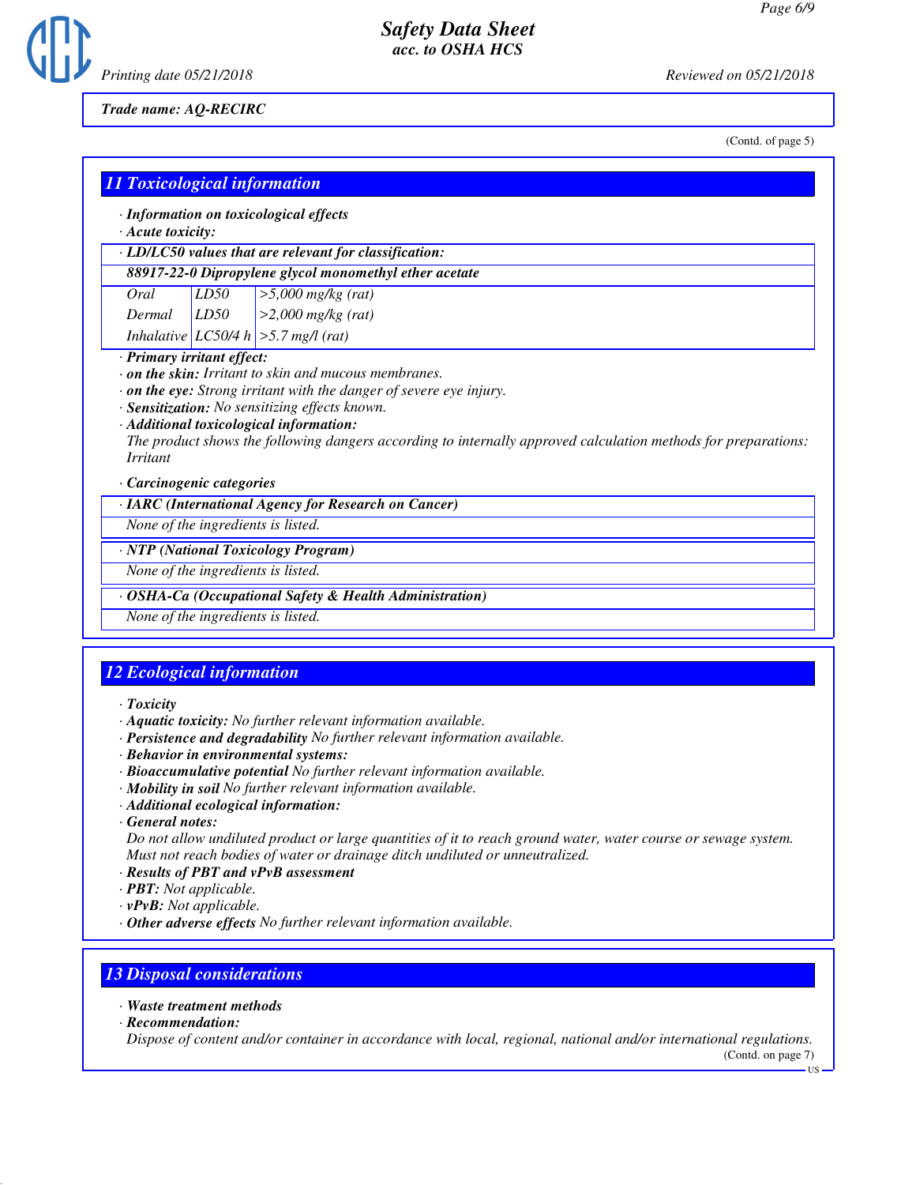Trade name: AQ-RECIRC

(Contd. of page 5)

## 11 Toxicological information

· **Information on toxicological effects**
· **Acute toxicity:**

| · LD/LC50 values that are relevant for classification: | | |
|---|---|---|
| **88917-22-0 Dipropylene glycol monomethyl ether acetate** | | |
| Oral | LD50 | >5,000 mg/kg (rat) |
| Dermal | LD50 | >2,000 mg/kg (rat) |
| Inhalative | LC50/4 h | >5.7 mg/l (rat) |

· **Primary irritant effect:**
· **on the skin:** Irritant to skin and mucous membranes.
· **on the eye:** Strong irritant with the danger of severe eye injury.
· **Sensitization:** No sensitizing effects known.
· **Additional toxicological information:**
The product shows the following dangers according to internally approved calculation methods for preparations:
Irritant

· **Carcinogenic categories**

| · IARC (International Agency for Research on Cancer) |
|---|
| None of the ingredients is listed. |

| · NTP (National Toxicology Program) |
|---|
| None of the ingredients is listed. |

| · OSHA-Ca (Occupational Safety & Health Administration) |
|---|
| None of the ingredients is listed. |

## 12 Ecological information

· **Toxicity**
· **Aquatic toxicity:** No further relevant information available.
· **Persistence and degradability** No further relevant information available.
· **Behavior in environmental systems:**
· **Bioaccumulative potential** No further relevant information available.
· **Mobility in soil** No further relevant information available.
· **Additional ecological information:**
· **General notes:**
Do not allow undiluted product or large quantities of it to reach ground water, water course or sewage system.
Must not reach bodies of water or drainage ditch undiluted or unneutralized.
· **Results of PBT and vPvB assessment**
· **PBT:** Not applicable.
· **vPvB:** Not applicable.
· **Other adverse effects** No further relevant information available.

## 13 Disposal considerations

· **Waste treatment methods**
· **Recommendation:**
Dispose of content and/or container in accordance with local, regional, national and/or international regulations.

(Contd. on page 7)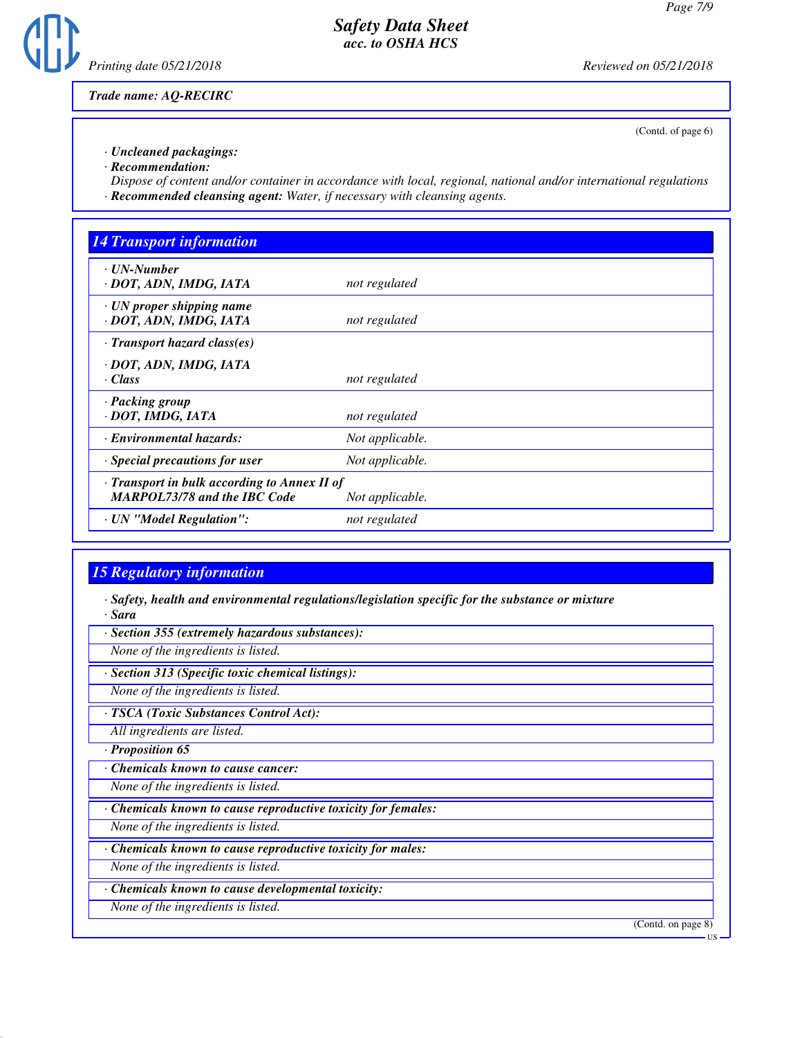Trade name: AQ-RECIRC

(Contd. of page 6)

· **Uncleaned packagings:**
· **Recommendation:**
Dispose of content and/or container in accordance with local, regional, national and/or international regulations
· **Recommended cleansing agent:** Water, if necessary with cleansing agents.

## 14 Transport information

| | |
|---|---|
| · **UN-Number** · **DOT, ADN, IMDG, IATA** | not regulated |
| · **UN proper shipping name** · **DOT, ADN, IMDG, IATA** | not regulated |
| · **Transport hazard class(es)** · **DOT, ADN, IMDG, IATA** · **Class** | not regulated |
| · **Packing group** · **DOT, IMDG, IATA** | not regulated |
| · **Environmental hazards:** | Not applicable. |
| · **Special precautions for user** | Not applicable. |
| · **Transport in bulk according to Annex II of MARPOL73/78 and the IBC Code** | Not applicable. |
| · **UN "Model Regulation":** | not regulated |

## 15 Regulatory information

· **Safety, health and environmental regulations/legislation specific for the substance or mixture**
· **Sara**

· **Section 355 (extremely hazardous substances):**
None of the ingredients is listed.

· **Section 313 (Specific toxic chemical listings):**
None of the ingredients is listed.

· **TSCA (Toxic Substances Control Act):**
All ingredients are listed.

· **Proposition 65**

· **Chemicals known to cause cancer:**
None of the ingredients is listed.

· **Chemicals known to cause reproductive toxicity for females:**
None of the ingredients is listed.

· **Chemicals known to cause reproductive toxicity for males:**
None of the ingredients is listed.

· **Chemicals known to cause developmental toxicity:**
None of the ingredients is listed.

(Contd. on page 8)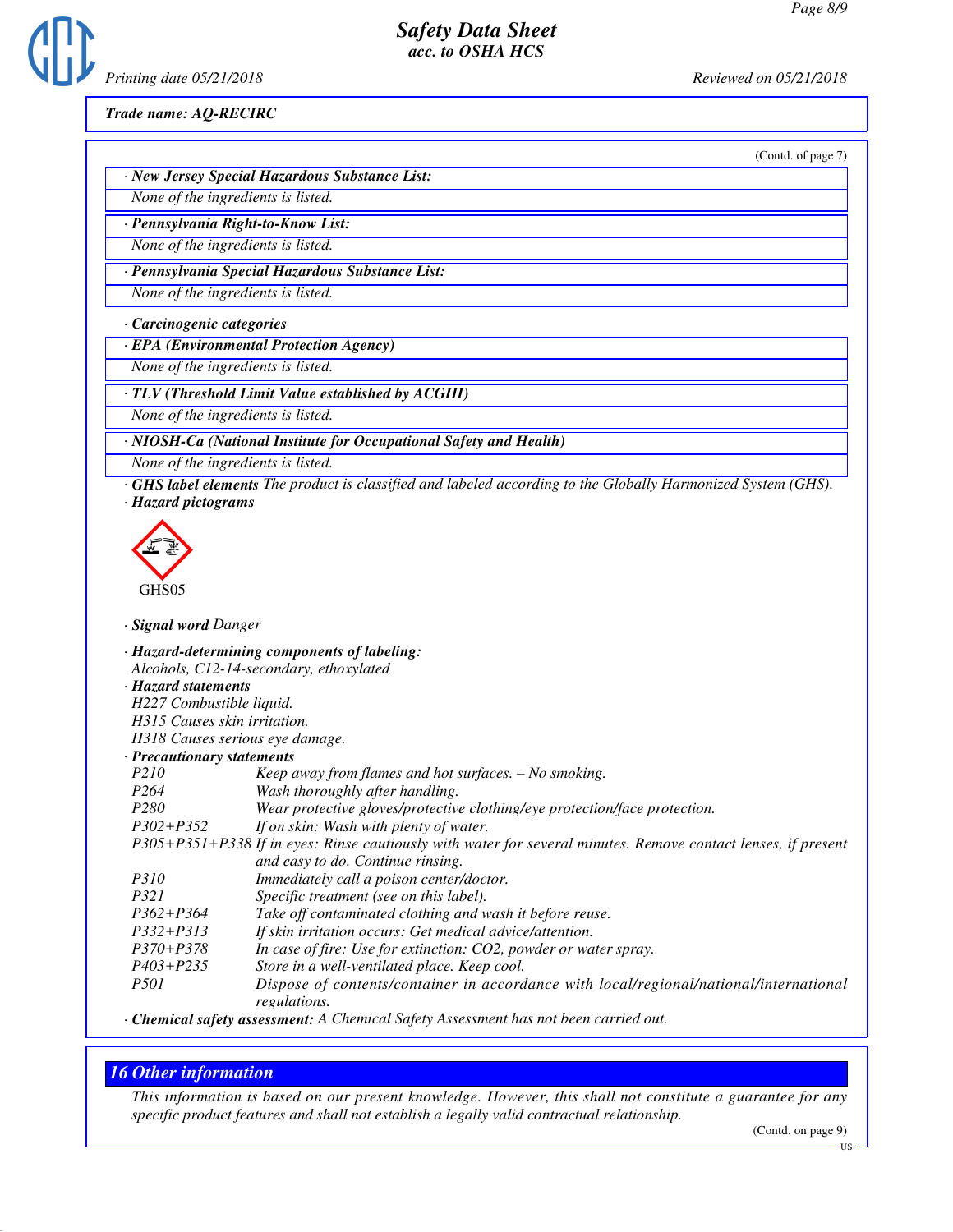Trade name: AQ-RECIRC

(Contd. of page 7)

· **New Jersey Special Hazardous Substance List:**

None of the ingredients is listed.

· **Pennsylvania Right-to-Know List:**

None of the ingredients is listed.

· **Pennsylvania Special Hazardous Substance List:**

None of the ingredients is listed.

· **Carcinogenic categories**

· **EPA (Environmental Protection Agency)**

None of the ingredients is listed.

· **TLV (Threshold Limit Value established by ACGIH)**

None of the ingredients is listed.

· **NIOSH-Ca (National Institute for Occupational Safety and Health)**

None of the ingredients is listed.

· **GHS label elements** The product is classified and labeled according to the Globally Harmonized System (GHS).

· **Hazard pictograms**

GHS05

· **Signal word** Danger

· **Hazard-determining components of labeling:**

Alcohols, C12-14-secondary, ethoxylated

· **Hazard statements**

H227 Combustible liquid.

H315 Causes skin irritation.

H318 Causes serious eye damage.

· **Precautionary statements**

| | |
|---|---|
| P210 | Keep away from flames and hot surfaces. – No smoking. |
| P264 | Wash thoroughly after handling. |
| P280 | Wear protective gloves/protective clothing/eye protection/face protection. |
| P302+P352 | If on skin: Wash with plenty of water. |
| P305+P351+P338 | If in eyes: Rinse cautiously with water for several minutes. Remove contact lenses, if present and easy to do. Continue rinsing. |
| P310 | Immediately call a poison center/doctor. |
| P321 | Specific treatment (see on this label). |
| P362+P364 | Take off contaminated clothing and wash it before reuse. |
| P332+P313 | If skin irritation occurs: Get medical advice/attention. |
| P370+P378 | In case of fire: Use for extinction: CO2, powder or water spray. |
| P403+P235 | Store in a well-ventilated place. Keep cool. |
| P501 | Dispose of contents/container in accordance with local/regional/national/international regulations. |

· **Chemical safety assessment:** A Chemical Safety Assessment has not been carried out.

## 16 Other information

This information is based on our present knowledge. However, this shall not constitute a guarantee for any specific product features and shall not establish a legally valid contractual relationship.

(Contd. on page 9)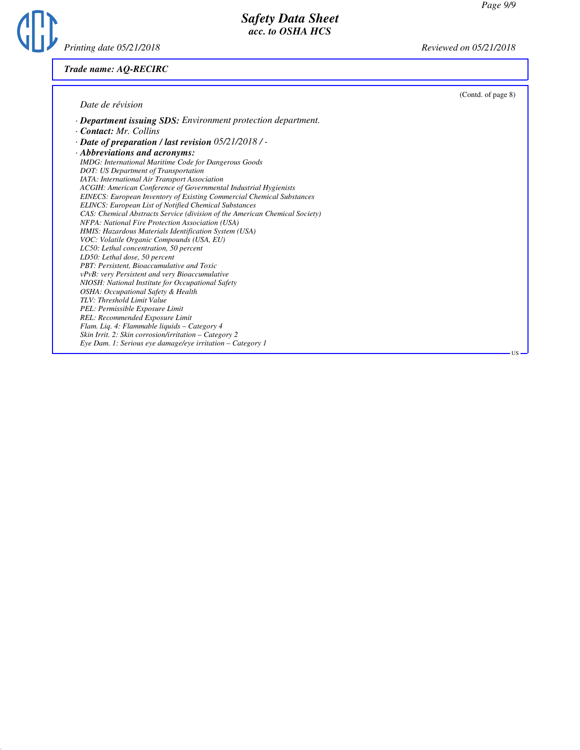**Trade name: AQ-RECIRC**

(Contd. of page 8)

*Date de révision*

· ***Department issuing SDS:*** *Environment protection department.*
· ***Contact:*** *Mr. Collins*
· ***Date of preparation / last revision*** *05/21/2018 / -*
· ***Abbreviations and acronyms:***

*IMDG: International Maritime Code for Dangerous Goods*
*DOT: US Department of Transportation*
*IATA: International Air Transport Association*
*ACGIH: American Conference of Governmental Industrial Hygienists*
*EINECS: European Inventory of Existing Commercial Chemical Substances*
*ELINCS: European List of Notified Chemical Substances*
*CAS: Chemical Abstracts Service (division of the American Chemical Society)*
*NFPA: National Fire Protection Association (USA)*
*HMIS: Hazardous Materials Identification System (USA)*
*VOC: Volatile Organic Compounds (USA, EU)*
*LC50: Lethal concentration, 50 percent*
*LD50: Lethal dose, 50 percent*
*PBT: Persistent, Bioaccumulative and Toxic*
*vPvB: very Persistent and very Bioaccumulative*
*NIOSH: National Institute for Occupational Safety*
*OSHA: Occupational Safety & Health*
*TLV: Threshold Limit Value*
*PEL: Permissible Exposure Limit*
*REL: Recommended Exposure Limit*
*Flam. Liq. 4: Flammable liquids – Category 4*
*Skin Irrit. 2: Skin corrosion/irritation – Category 2*
*Eye Dam. 1: Serious eye damage/eye irritation – Category 1*